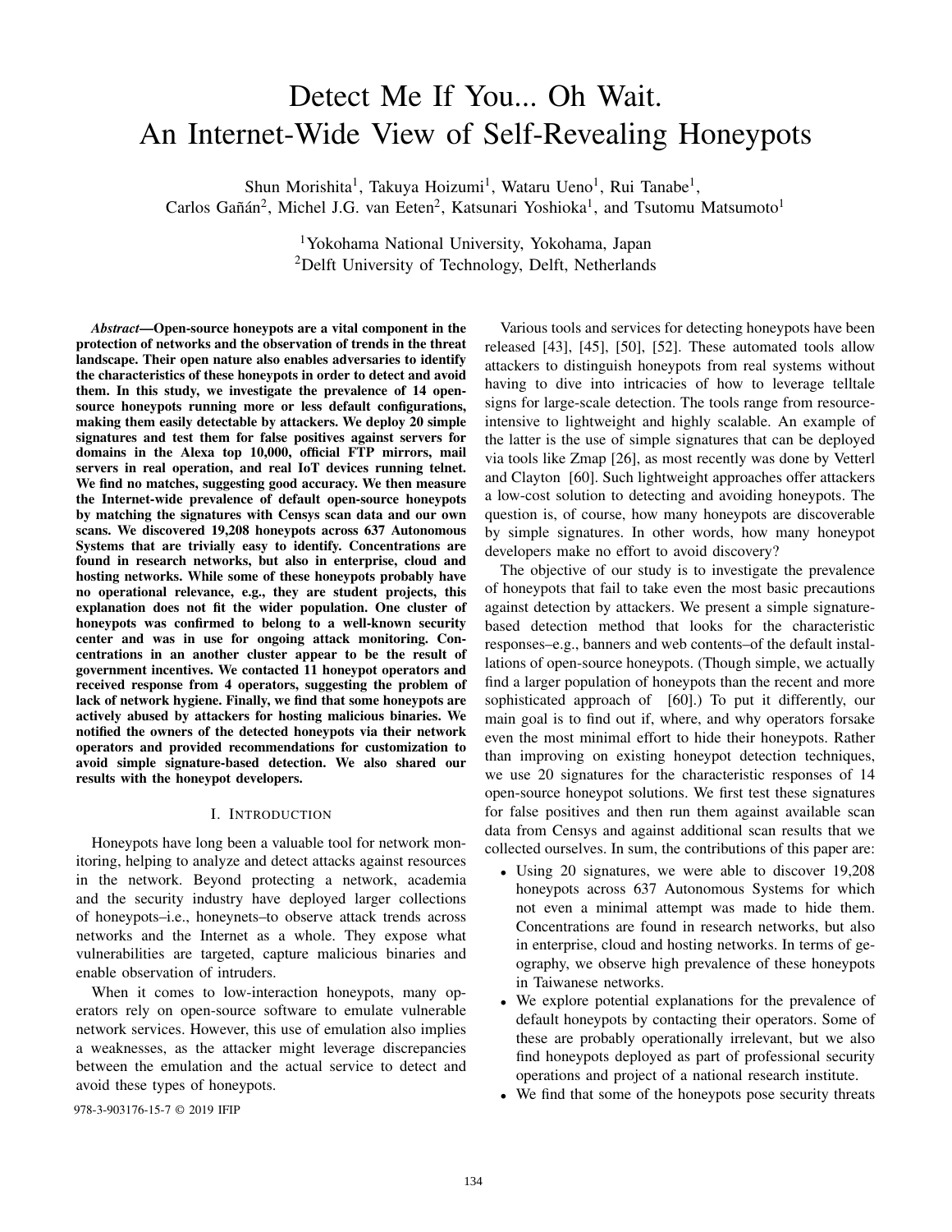# Detect Me If You... Oh Wait.
# An Internet-Wide View of Self-Revealing Honeypots

Shun Morishita[1], Takuya Hoizumi[1], Wataru Ueno[1], Rui Tanabe[1],
Carlos Gañán[2], Michel J.G. van Eeten[2], Katsunari Yoshioka[1], and Tsutomu Matsumoto[1]

[1]Yokohama National University, Yokohama, Japan
[2]Delft University of Technology, Delft, Netherlands

***Abstract*—Open-source honeypots are a vital component in the protection of networks and the observation of trends in the threat landscape. Their open nature also enables adversaries to identify the characteristics of these honeypots in order to detect and avoid them. In this study, we investigate the prevalence of 14 open-source honeypots running more or less default configurations, making them easily detectable by attackers. We deploy 20 simple signatures and test them for false positives against servers for domains in the Alexa top 10,000, official FTP mirrors, mail servers in real operation, and real IoT devices running telnet. We find no matches, suggesting good accuracy. We then measure the Internet-wide prevalence of default open-source honeypots by matching the signatures with Censys scan data and our own scans. We discovered 19,208 honeypots across 637 Autonomous Systems that are trivially easy to identify. Concentrations are found in research networks, but also in enterprise, cloud and hosting networks. While some of these honeypots probably have no operational relevance, e.g., they are student projects, this explanation does not fit the wider population. One cluster of honeypots was confirmed to belong to a well-known security center and was in use for ongoing attack monitoring. Concentrations in an another cluster appear to be the result of government incentives. We contacted 11 honeypot operators and received response from 4 operators, suggesting the problem of lack of network hygiene. Finally, we find that some honeypots are actively abused by attackers for hosting malicious binaries. We notified the owners of the detected honeypots via their network operators and provided recommendations for customization to avoid simple signature-based detection. We also shared our results with the honeypot developers.**

## I. Introduction

Honeypots have long been a valuable tool for network monitoring, helping to analyze and detect attacks against resources in the network. Beyond protecting a network, academia and the security industry have deployed larger collections of honeypots–i.e., honeynets–to observe attack trends across networks and the Internet as a whole. They expose what vulnerabilities are targeted, capture malicious binaries and enable observation of intruders.

When it comes to low-interaction honeypots, many operators rely on open-source software to emulate vulnerable network services. However, this use of emulation also implies a weaknesses, as the attacker might leverage discrepancies between the emulation and the actual service to detect and avoid these types of honeypots.

Various tools and services for detecting honeypots have been released [43], [45], [50], [52]. These automated tools allow attackers to distinguish honeypots from real systems without having to dive into intricacies of how to leverage telltale signs for large-scale detection. The tools range from resource-intensive to lightweight and highly scalable. An example of the latter is the use of simple signatures that can be deployed via tools like Zmap [26], as most recently was done by Vetterl and Clayton [60]. Such lightweight approaches offer attackers a low-cost solution to detecting and avoiding honeypots. The question is, of course, how many honeypots are discoverable by simple signatures. In other words, how many honeypot developers make no effort to avoid discovery?

The objective of our study is to investigate the prevalence of honeypots that fail to take even the most basic precautions against detection by attackers. We present a simple signature-based detection method that looks for the characteristic responses–e.g., banners and web contents–of the default installations of open-source honeypots. (Though simple, we actually find a larger population of honeypots than the recent and more sophisticated approach of [60].) To put it differently, our main goal is to find out if, where, and why operators forsake even the most minimal effort to hide their honeypots. Rather than improving on existing honeypot detection techniques, we use 20 signatures for the characteristic responses of 14 open-source honeypot solutions. We first test these signatures for false positives and then run them against available scan data from Censys and against additional scan results that we collected ourselves. In sum, the contributions of this paper are:

- Using 20 signatures, we were able to discover 19,208 honeypots across 637 Autonomous Systems for which not even a minimal attempt was made to hide them. Concentrations are found in research networks, but also in enterprise, cloud and hosting networks. In terms of geography, we observe high prevalence of these honeypots in Taiwanese networks.
- We explore potential explanations for the prevalence of default honeypots by contacting their operators. Some of these are probably operationally irrelevant, but we also find honeypots deployed as part of professional security operations and project of a national research institute.
- We find that some of the honeypots pose security threats

978-3-903176-15-7 © 2019 IFIP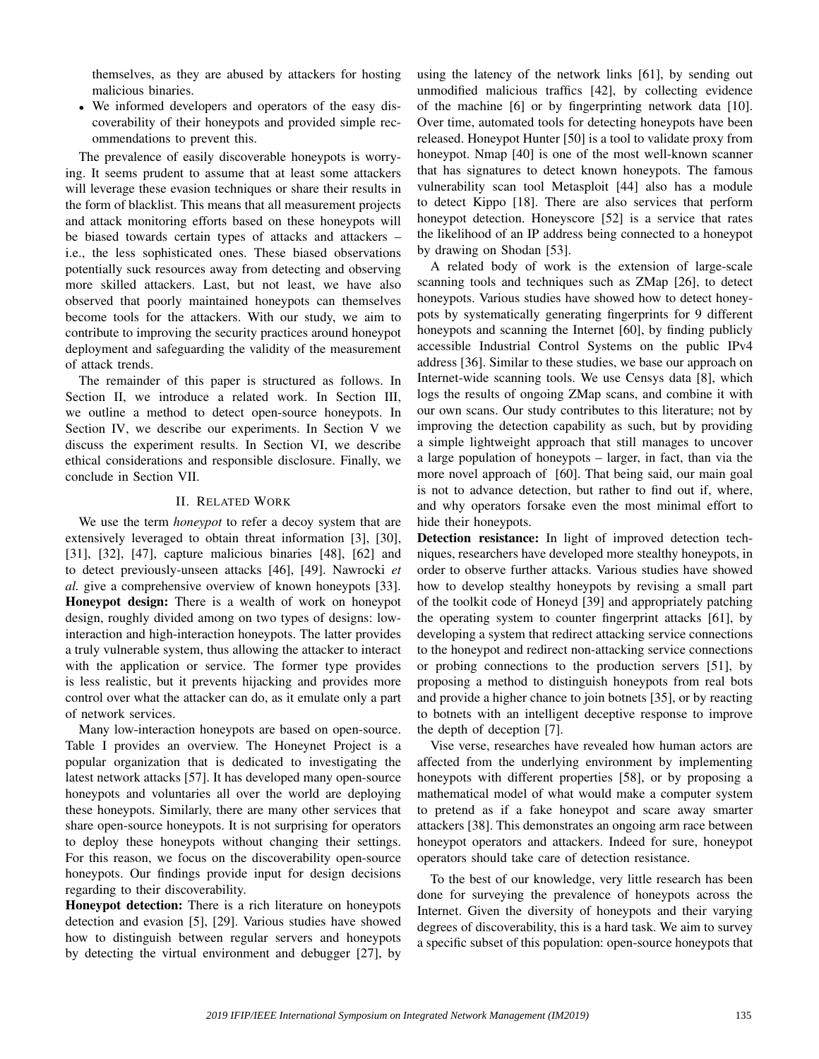themselves, as they are abused by attackers for hosting malicious binaries.

- We informed developers and operators of the easy discoverability of their honeypots and provided simple recommendations to prevent this.

The prevalence of easily discoverable honeypots is worrying. It seems prudent to assume that at least some attackers will leverage these evasion techniques or share their results in the form of blacklist. This means that all measurement projects and attack monitoring efforts based on these honeypots will be biased towards certain types of attacks and attackers – i.e., the less sophisticated ones. These biased observations potentially suck resources away from detecting and observing more skilled attackers. Last, but not least, we have also observed that poorly maintained honeypots can themselves become tools for the attackers. With our study, we aim to contribute to improving the security practices around honeypot deployment and safeguarding the validity of the measurement of attack trends.

The remainder of this paper is structured as follows. In Section II, we introduce a related work. In Section III, we outline a method to detect open-source honeypots. In Section IV, we describe our experiments. In Section V we discuss the experiment results. In Section VI, we describe ethical considerations and responsible disclosure. Finally, we conclude in Section VII.

## II. Related Work

We use the term *honeypot* to refer a decoy system that are extensively leveraged to obtain threat information [3], [30], [31], [32], [47], capture malicious binaries [48], [62] and to detect previously-unseen attacks [46], [49]. Nawrocki *et al.* give a comprehensive overview of known honeypots [33].

**Honeypot design:** There is a wealth of work on honeypot design, roughly divided among on two types of designs: low-interaction and high-interaction honeypots. The latter provides a truly vulnerable system, thus allowing the attacker to interact with the application or service. The former type provides is less realistic, but it prevents hijacking and provides more control over what the attacker can do, as it emulate only a part of network services.

Many low-interaction honeypots are based on open-source. Table I provides an overview. The Honeynet Project is a popular organization that is dedicated to investigating the latest network attacks [57]. It has developed many open-source honeypots and voluntaries all over the world are deploying these honeypots. Similarly, there are many other services that share open-source honeypots. It is not surprising for operators to deploy these honeypots without changing their settings. For this reason, we focus on the discoverability open-source honeypots. Our findings provide input for design decisions regarding to their discoverability.

**Honeypot detection:** There is a rich literature on honeypots detection and evasion [5], [29]. Various studies have showed how to distinguish between regular servers and honeypots by detecting the virtual environment and debugger [27], by using the latency of the network links [61], by sending out unmodified malicious traffics [42], by collecting evidence of the machine [6] or by fingerprinting network data [10]. Over time, automated tools for detecting honeypots have been released. Honeypot Hunter [50] is a tool to validate proxy from honeypot. Nmap [40] is one of the most well-known scanner that has signatures to detect known honeypots. The famous vulnerability scan tool Metasploit [44] also has a module to detect Kippo [18]. There are also services that perform honeypot detection. Honeyscore [52] is a service that rates the likelihood of an IP address being connected to a honeypot by drawing on Shodan [53].

A related body of work is the extension of large-scale scanning tools and techniques such as ZMap [26], to detect honeypots. Various studies have showed how to detect honeypots by systematically generating fingerprints for 9 different honeypots and scanning the Internet [60], by finding publicly accessible Industrial Control Systems on the public IPv4 address [36]. Similar to these studies, we base our approach on Internet-wide scanning tools. We use Censys data [8], which logs the results of ongoing ZMap scans, and combine it with our own scans. Our study contributes to this literature; not by improving the detection capability as such, but by providing a simple lightweight approach that still manages to uncover a large population of honeypots – larger, in fact, than via the more novel approach of [60]. That being said, our main goal is not to advance detection, but rather to find out if, where, and why operators forsake even the most minimal effort to hide their honeypots.

**Detection resistance:** In light of improved detection techniques, researchers have developed more stealthy honeypots, in order to observe further attacks. Various studies have showed how to develop stealthy honeypots by revising a small part of the toolkit code of Honeyd [39] and appropriately patching the operating system to counter fingerprint attacks [61], by developing a system that redirect attacking service connections to the honeypot and redirect non-attacking service connections or probing connections to the production servers [51], by proposing a method to distinguish honeypots from real bots and provide a higher chance to join botnets [35], or by reacting to botnets with an intelligent deceptive response to improve the depth of deception [7].

Vise verse, researches have revealed how human actors are affected from the underlying environment by implementing honeypots with different properties [58], or by proposing a mathematical model of what would make a computer system to pretend as if a fake honeypot and scare away smarter attackers [38]. This demonstrates an ongoing arm race between honeypot operators and attackers. Indeed for sure, honeypot operators should take care of detection resistance.

To the best of our knowledge, very little research has been done for surveying the prevalence of honeypots across the Internet. Given the diversity of honeypots and their varying degrees of discoverability, this is a hard task. We aim to survey a specific subset of this population: open-source honeypots that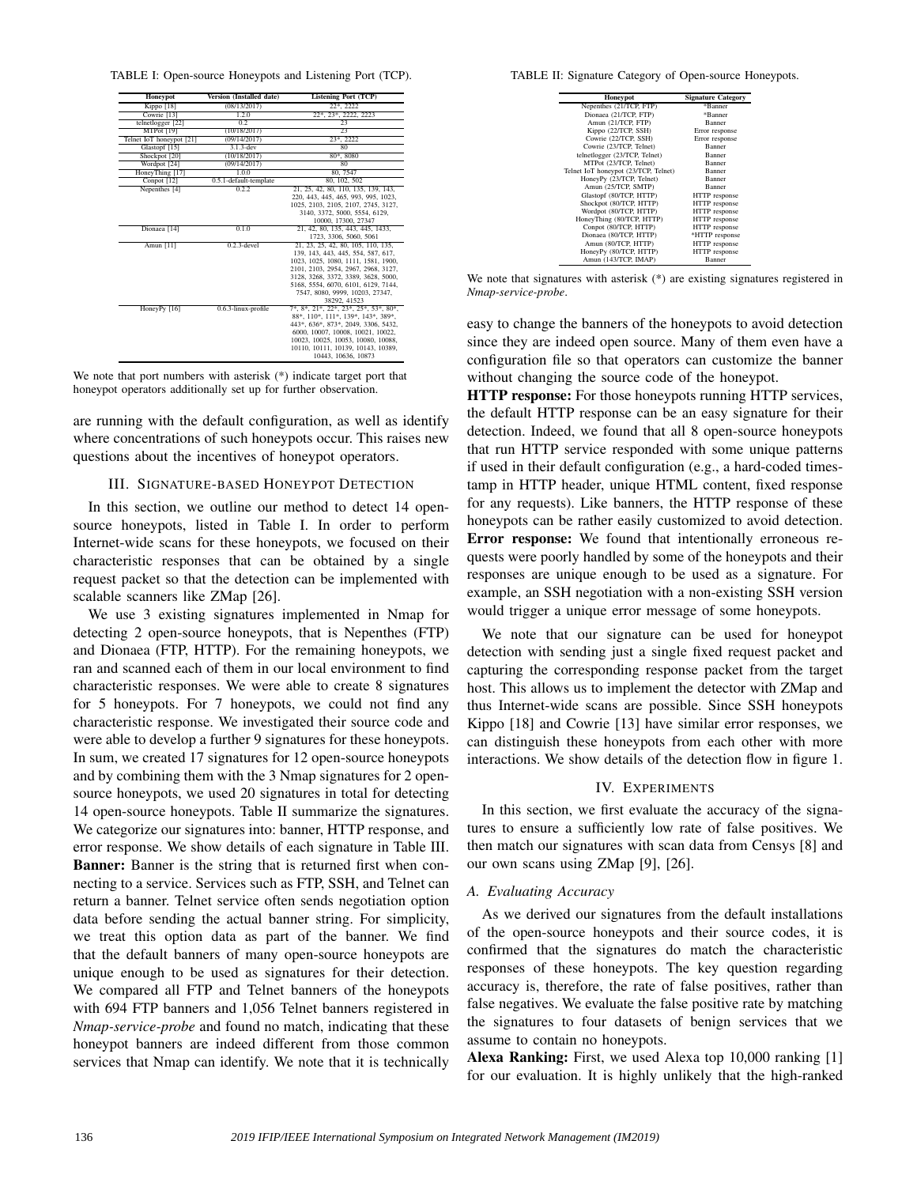TABLE I: Open-source Honeypots and Listening Port (TCP).

| Honeypot | Version (Installed date) | Listening Port (TCP) |
|---|---|---|
| Kippo [18] | (08/13/2017) | 22*, 2222 |
| Cowrie [13] | 1.2.0 | 22*, 23*, 2222, 2223 |
| telnetlogger [22] | 0.2 | 23 |
| MTPot [19] | (10/18/2017) | 23 |
| Telnet IoT honeypot [21] | (09/14/2017) | 23*, 2222 |
| Glastopf [15] | 3.1.3-dev | 80 |
| Shockpot [20] | (10/18/2017) | 80*, 8080 |
| Wordpot [24] | (09/14/2017) | 80 |
| HoneyThing [17] | 1.0.0 | 80, 7547 |
| Conpot [12] | 0.5.1-default-template | 80, 102, 502 |
| Nepenthes [4] | 0.2.2 | 21, 25, 42, 80, 110, 135, 139, 143, 220, 443, 445, 465, 993, 995, 1023, 1025, 2103, 2105, 2107, 2745, 3127, 3140, 3372, 5000, 5554, 6129, 10000, 17300, 27347 |
| Dionaea [14] | 0.1.0 | 21, 42, 80, 135, 443, 445, 1433, 1723, 3306, 5060, 5061 |
| Amun [11] | 0.2.3-devel | 21, 23, 25, 42, 80, 105, 110, 135, 139, 143, 443, 445, 554, 587, 617, 1023, 1025, 1080, 1111, 1581, 1900, 2101, 2103, 2954, 2967, 2968, 3127, 3128, 3268, 3372, 3389, 3628, 5000, 5168, 5554, 6070, 6101, 6129, 7144, 7547, 8080, 9999, 10203, 27347, 38292, 41523 |
| HoneyPy [16] | 0.6.3-linux-profile | 7*, 8*, 21*, 22*, 23*, 25*, 53*, 80*, 88*, 110*, 111*, 139*, 143*, 389*, 443*, 636*, 873*, 2049, 3306, 5432, 6000, 10007, 10008, 10021, 10022, 10023, 10025, 10053, 10080, 10088, 10110, 10111, 10139, 10143, 10389, 10443, 10636, 10873 |

We note that port numbers with asterisk (*) indicate target port that honeypot operators additionally set up for further observation.

are running with the default configuration, as well as identify where concentrations of such honeypots occur. This raises new questions about the incentives of honeypot operators.

## III. Signature-based Honeypot Detection

In this section, we outline our method to detect 14 open-source honeypots, listed in Table I. In order to perform Internet-wide scans for these honeypots, we focused on their characteristic responses that can be obtained by a single request packet so that the detection can be implemented with scalable scanners like ZMap [26].

We use 3 existing signatures implemented in Nmap for detecting 2 open-source honeypots, that is Nepenthes (FTP) and Dionaea (FTP, HTTP). For the remaining honeypots, we ran and scanned each of them in our local environment to find characteristic responses. We were able to create 8 signatures for 5 honeypots. For 7 honeypots, we could not find any characteristic response. We investigated their source code and were able to develop a further 9 signatures for these honeypots. In sum, we created 17 signatures for 12 open-source honeypots and by combining them with the 3 Nmap signatures for 2 open-source honeypots, we used 20 signatures in total for detecting 14 open-source honeypots. Table II summarize the signatures. We categorize our signatures into: banner, HTTP response, and error response. We show details of each signature in Table III.

**Banner:** Banner is the string that is returned first when connecting to a service. Services such as FTP, SSH, and Telnet can return a banner. Telnet service often sends negotiation option data before sending the actual banner string. For simplicity, we treat this option data as part of the banner. We find that the default banners of many open-source honeypots are unique enough to be used as signatures for their detection. We compared all FTP and Telnet banners of the honeypots with 694 FTP banners and 1,056 Telnet banners registered in *Nmap-service-probe* and found no match, indicating that these honeypot banners are indeed different from those common services that Nmap can identify. We note that it is technically

TABLE II: Signature Category of Open-source Honeypots.

| Honeypot | Signature Category |
|---|---|
| Nepenthes (21/TCP, FTP) | *Banner |
| Dionaea (21/TCP, FTP) | *Banner |
| Amun (21/TCP, FTP) | Banner |
| Kippo (22/TCP, SSH) | Error response |
| Cowrie (22/TCP, SSH) | Error response |
| Cowrie (23/TCP, Telnet) | Banner |
| telnetlogger (23/TCP, Telnet) | Banner |
| MTPot (23/TCP, Telnet) | Banner |
| Telnet IoT honeypot (23/TCP, Telnet) | Banner |
| HoneyPy (23/TCP, Telnet) | Banner |
| Amun (25/TCP, SMTP) | Banner |
| Glastopf (80/TCP, HTTP) | HTTP response |
| Shockpot (80/TCP, HTTP) | HTTP response |
| Wordpot (80/TCP, HTTP) | HTTP response |
| HoneyThing (80/TCP, HTTP) | HTTP response |
| Conpot (80/TCP, HTTP) | HTTP response |
| Dionaea (80/TCP, HTTP) | *HTTP response |
| Amun (80/TCP, HTTP) | HTTP response |
| HoneyPy (80/TCP, HTTP) | HTTP response |
| Amun (143/TCP, IMAP) | Banner |

We note that signatures with asterisk (*) are existing signatures registered in *Nmap-service-probe*.

easy to change the banners of the honeypots to avoid detection since they are indeed open source. Many of them even have a configuration file so that operators can customize the banner without changing the source code of the honeypot.

**HTTP response:** For those honeypots running HTTP services, the default HTTP response can be an easy signature for their detection. Indeed, we found that all 8 open-source honeypots that run HTTP service responded with some unique patterns if used in their default configuration (e.g., a hard-coded timestamp in HTTP header, unique HTML content, fixed response for any requests). Like banners, the HTTP response of these honeypots can be rather easily customized to avoid detection.

**Error response:** We found that intentionally erroneous requests were poorly handled by some of the honeypots and their responses are unique enough to be used as a signature. For example, an SSH negotiation with a non-existing SSH version would trigger a unique error message of some honeypots.

We note that our signature can be used for honeypot detection with sending just a single fixed request packet and capturing the corresponding response packet from the target host. This allows us to implement the detector with ZMap and thus Internet-wide scans are possible. Since SSH honeypots Kippo [18] and Cowrie [13] have similar error responses, we can distinguish these honeypots from each other with more interactions. We show details of the detection flow in figure 1.

## IV. Experiments

In this section, we first evaluate the accuracy of the signatures to ensure a sufficiently low rate of false positives. We then match our signatures with scan data from Censys [8] and our own scans using ZMap [9], [26].

### A. Evaluating Accuracy

As we derived our signatures from the default installations of the open-source honeypots and their source codes, it is confirmed that the signatures do match the characteristic responses of these honeypots. The key question regarding accuracy is, therefore, the rate of false positives, rather than false negatives. We evaluate the false positive rate by matching the signatures to four datasets of benign services that we assume to contain no honeypots.

**Alexa Ranking:** First, we used Alexa top 10,000 ranking [1] for our evaluation. It is highly unlikely that the high-ranked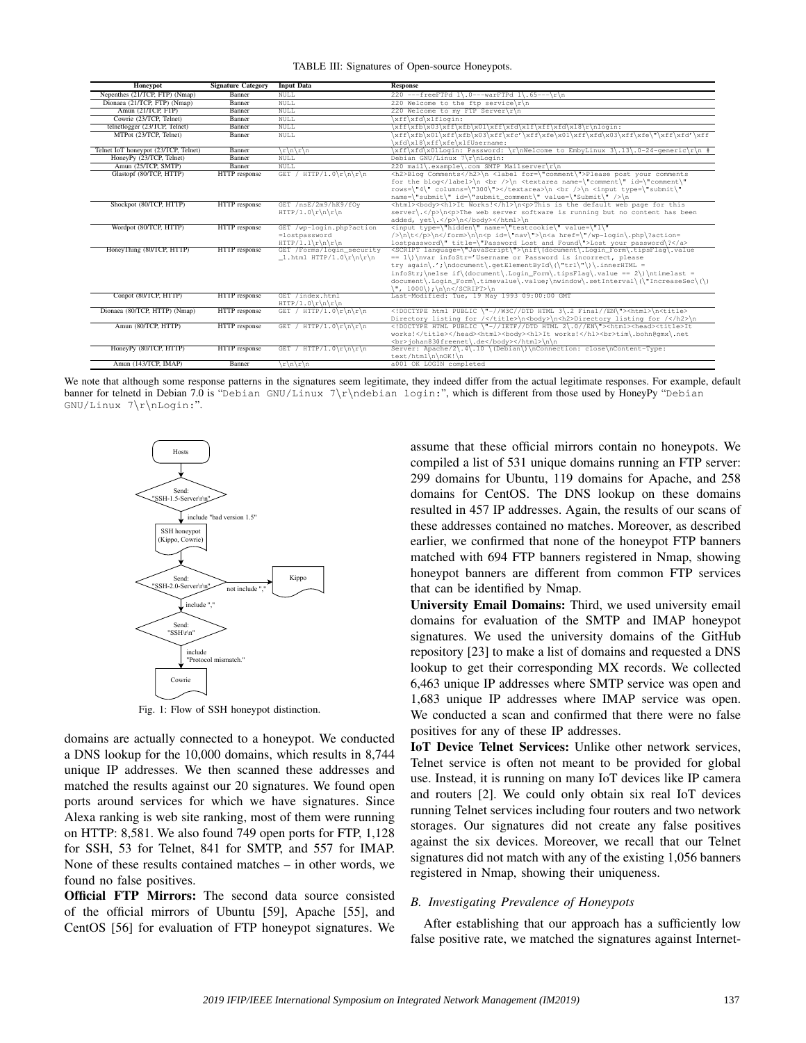TABLE III: Signatures of Open-source Honeypots.

| Honeypot | Signature Category | Input Data | Response |
|---|---|---|---|
| Nepenthes (21/TCP, FTP) (Nmap) | Banner | NULL | 220 ---freeFTPd 1\.0---warFTPd 1\.65---\r\n |
| Dionaea (21/TCP, FTP) (Nmap) | Banner | NULL | 220 Welcome to the ftp service\r\n |
| Amun (21/TCP, FTP) | Banner | NULL | 220 Welcome to my FTP Server\r\n |
| Cowrie (23/TCP, Telnet) | Banner | NULL | \xff\xfd\x1flogin: |
| telnetlogger (23/TCP, Telnet) | Banner | NULL | \xff\xfb\x03\xff\xfb\x01\xff\xfd\x1f\xff\xfd\x18\r\nlogin: |
| MTPot (23/TCP, Telnet) | Banner | NULL | \xff\xfb\x01\xff\xfb\x03\xff\xfc'\xff\xfe\x01\xff\xfd\x03\xff\xfe\"\xff\xfd'\xff\xfd\x18\xff\xfe\x1fUsername: |
| Telnet IoT honeypot (23/TCP, Telnet) | Banner | \r\n\r\n | \xff\xfd\x01Login: Password: \r\nWelcome to EmbyLinux 3\.13\.0-24-generic\r\n # |
| HoneyPy (23/TCP, Telnet) | Banner | NULL | Debian GNU/Linux 7\r\nLogin: |
| Amun (25/TCP, SMTP) | Banner | NULL | 220 mail\.example\.com SMTP Mailserver\r\n |
| Glastopf (80/TCP, HTTP) | HTTP response | GET / HTTP/1.0\r\n\r\n | <h2>Blog Comments</h2>\n <label for=\"comment\">Please post your comments for the blog</label>\n <br />\n <textarea name=\"comment\" id=\"comment\" rows=\"4\" columns=\"300\"></textarea>\n <br />\n <input type=\"submit\" name=\"submit\" id=\"submit_comment\" value=\"Submit\" />\n |
| Shockpot (80/TCP, HTTP) | HTTP response | GET /nsE/2m9/hK9/fOy HTTP/1.0\r\n\r\n | <html><body><h1>It Works!</h1>\n<p>This is the default web page for this server\.</p>\n<p>The web server software is running but no content has been added, yet\.</p>\n</body></html>\n |
| Wordpot (80/TCP, HTTP) | HTTP response | GET /wp-login.php?action=lostpassword HTTP/1.1\r\n\r\n | <input type=\"hidden\" name=\"testcookie\" value=\"1\" />\n\t</p>\n</form>\n\n<p id=\"nav\">\n<a href=\"/wp-login\.php\?action=lostpassword\" title=\"Password Lost and Found\">Lost your password\?</a> |
| HoneyThing (80/TCP, HTTP) | HTTP response | GET /Forms/login_security_1.html HTTP/1.0\r\n\r\n | <SCRIPT language=\"JavaScript\">\nif\(document\.Login_Form\.tipsFlag\.value == 1\)\nvar infoStr='Username or Password is incorrect, please try again\.';\ndocument\.getElementById\(\"tr1\"\)\.innerHTML = infoStr;\nelse if\(document\.Login_Form\.tipsFlag\.value == 2\)\ntimelast = document\.Login_Form\.timevalue\.value;\nwindow\.setInterval\(\"IncreaseSec\(\)\", 1000\);\n\n</SCRIPT>\n |
| Conpot (80/TCP, HTTP) | HTTP response | GET /index.html HTTP/1.0\r\n\r\n | Last-Modified: Tue, 19 May 1993 09:00:00 GMT |
| Dionaea (80/TCP, HTTP) (Nmap) | HTTP response | GET / HTTP/1.0\r\n\r\n | <!DOCTYPE html PUBLIC \"-//W3C//DTD HTML 3\.2 Final//EN\"><html>\n<title>Directory listing for /</title>\n<body>\n<h2>Directory listing for /</h2>\n |
| Amun (80/TCP, HTTP) | HTTP response | GET / HTTP/1.0\r\n\r\n | <!DOCTYPE HTML PUBLIC \"-//IETF//DTD HTML 2\.0//EN\"><html><head><title>It works!</title></head><html><body><h1>It works!</h1><br>tim\.bohn@gmx\.net<br>johan83@freenet\.de</body></html>\n\n |
| HoneyPy (80/TCP, HTTP) | HTTP response | GET / HTTP/1.0\r\n\r\n | Server: Apache/2\.4\.10 \(Debian\)\nConnection: close\nContent-Type: text/html\n\nOK!\n |
| Amun (143/TCP, IMAP) | Banner | \r\n\r\n | a001 OK LOGIN completed |

We note that although some response patterns in the signatures seem legitimate, they indeed differ from the actual legitimate responses. For example, default banner for telnetd in Debian 7.0 is "Debian GNU/Linux 7\r\ndebian login:", which is different from those used by HoneyPy "Debian GNU/Linux 7\r\nLogin:".

Fig. 1: Flow of SSH honeypot distinction.

domains are actually connected to a honeypot. We conducted a DNS lookup for the 10,000 domains, which results in 8,744 unique IP addresses. We then scanned these addresses and matched the results against our 20 signatures. We found open ports around services for which we have signatures. Since Alexa ranking is web site ranking, most of them were running on HTTP: 8,581. We also found 749 open ports for FTP, 1,128 for SSH, 53 for Telnet, 841 for SMTP, and 557 for IMAP. None of these results contained matches – in other words, we found no false positives.

**Official FTP Mirrors:** The second data source consisted of the official mirrors of Ubuntu [59], Apache [55], and CentOS [56] for evaluation of FTP honeypot signatures. We assume that these official mirrors contain no honeypots. We compiled a list of 531 unique domains running an FTP server: 299 domains for Ubuntu, 119 domains for Apache, and 258 domains for CentOS. The DNS lookup on these domains resulted in 457 IP addresses. Again, the results of our scans of these addresses contained no matches. Moreover, as described earlier, we confirmed that none of the honeypot FTP banners matched with 694 FTP banners registered in Nmap, showing honeypot banners are different from common FTP services that can be identified by Nmap.

**University Email Domains:** Third, we used university email domains for evaluation of the SMTP and IMAP honeypot signatures. We used the university domains of the GitHub repository [23] to make a list of domains and requested a DNS lookup to get their corresponding MX records. We collected 6,463 unique IP addresses where SMTP service was open and 1,683 unique IP addresses where IMAP service was open. We conducted a scan and confirmed that there were no false positives for any of these IP addresses.

**IoT Device Telnet Services:** Unlike other network services, Telnet service is often not meant to be provided for global use. Instead, it is running on many IoT devices like IP camera and routers [2]. We could only obtain six real IoT devices running Telnet services including four routers and two network storages. Our signatures did not create any false positives against the six devices. Moreover, we recall that our Telnet signatures did not match with any of the existing 1,056 banners registered in Nmap, showing their uniqueness.

### *B. Investigating Prevalence of Honeypots*

After establishing that our approach has a sufficiently low false positive rate, we matched the signatures against Internet-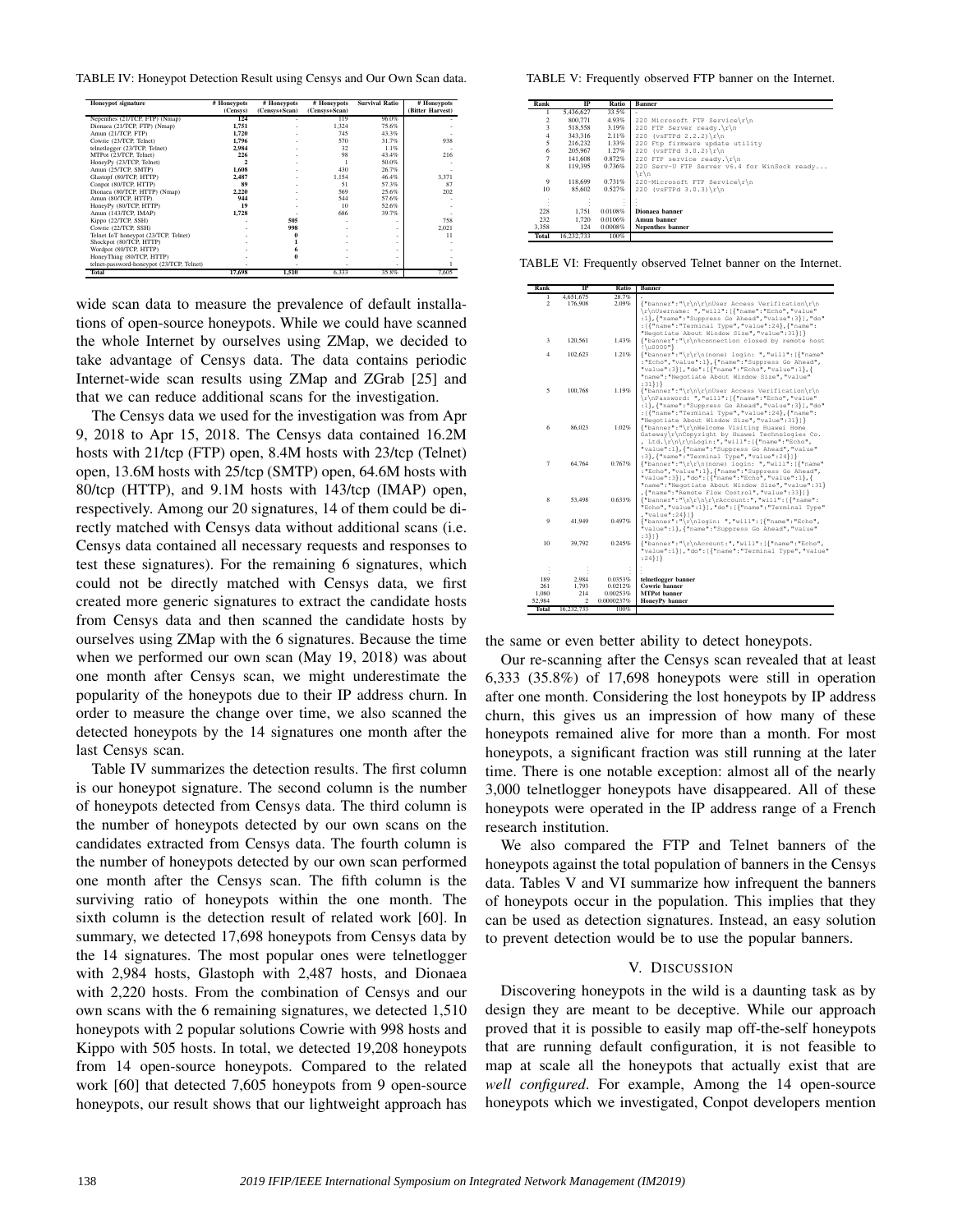TABLE IV: Honeypot Detection Result using Censys and Our Own Scan data.

| Honeypot signature | # Honeypots (Censys) | # Honeypots (Censys+Scan) | # Honeypots (Censys+Scan) | Survival Ratio | # Honeypots (Bitter Harvest) |
|---|---|---|---|---|---|
| Nepenthes (21/TCP, FTP) (Nmap) | 124 | - | 119 | 96.0% | - |
| Dionaea (21/TCP, FTP) (Nmap) | 1,751 | - | 1,324 | 75.6% | - |
| Amun (21/TCP, FTP) | 1,720 | - | 745 | 43.3% | - |
| Cowrie (23/TCP, Telnet) | 1,796 | - | 570 | 31.7% | 938 |
| telnetlogger (23/TCP, Telnet) | 2,984 | - | 32 | 1.1% | - |
| MTPot (23/TCP, Telnet) | 226 | - | 98 | 43.4% | 216 |
| HoneyPy (23/TCP, Telnet) | 2 | - | 1 | 50.0% | - |
| Amun (25/TCP, SMTP) | 1,608 | - | 430 | 26.7% | - |
| Glastopf (80/TCP, HTTP) | 2,487 | - | 1,154 | 46.4% | 3,371 |
| Conpot (80/TCP, HTTP) | 89 | - | 51 | 57.3% | 87 |
| Dionaea (80/TCP, HTTP) (Nmap) | 2,220 | - | 569 | 25.6% | 202 |
| Amun (80/TCP, HTTP) | 944 | - | 544 | 57.6% | - |
| HoneyPy (80/TCP, HTTP) | 19 | - | 10 | 52.6% | - |
| Amun (143/TCP, IMAP) | 1,728 | - | 686 | 39.7% | - |
| Kippo (22/TCP, SSH) | - | 505 | - | - | 758 |
| Cowrie (22/TCP, SSH) | - | 998 | - | - | 2,021 |
| Telnet IoT honeypot (23/TCP, Telnet) | - | 0 | - | - | 11 |
| Shockpot (80/TCP, HTTP) | - | 1 | - | - | - |
| Wordpot (80/TCP, HTTP) | - | 6 | - | - | - |
| HoneyThing (80/TCP, HTTP) | - | 0 | - | - | - |
| telnet-password-honeypot (23/TCP, Telnet) | - | - | - | - | 1 |
| **Total** | **17,698** | **1,510** | 6,333 | 35.8% | 7,605 |

wide scan data to measure the prevalence of default installations of open-source honeypots. While we could have scanned the whole Internet by ourselves using ZMap, we decided to take advantage of Censys data. The data contains periodic Internet-wide scan results using ZMap and ZGrab [25] and that we can reduce additional scans for the investigation.

The Censys data we used for the investigation was from Apr 9, 2018 to Apr 15, 2018. The Censys data contained 16.2M hosts with 21/tcp (FTP) open, 8.4M hosts with 23/tcp (Telnet) open, 13.6M hosts with 25/tcp (SMTP) open, 64.6M hosts with 80/tcp (HTTP), and 9.1M hosts with 143/tcp (IMAP) open, respectively. Among our 20 signatures, 14 of them could be directly matched with Censys data without additional scans (i.e. Censys data contained all necessary requests and responses to test these signatures). For the remaining 6 signatures, which could not be directly matched with Censys data, we first created more generic signatures to extract the candidate hosts from Censys data and then scanned the candidate hosts by ourselves using ZMap with the 6 signatures. Because the time when we performed our own scan (May 19, 2018) was about one month after Censys scan, we might underestimate the popularity of the honeypots due to their IP address churn. In order to measure the change over time, we also scanned the detected honeypots by the 14 signatures one month after the last Censys scan.

Table IV summarizes the detection results. The first column is our honeypot signature. The second column is the number of honeypots detected from Censys data. The third column is the number of honeypots detected by our own scans on the candidates extracted from Censys data. The fourth column is the number of honeypots detected by our own scan performed one month after the Censys scan. The fifth column is the surviving ratio of honeypots within the one month. The sixth column is the detection result of related work [60]. In summary, we detected 17,698 honeypots from Censys data by the 14 signatures. The most popular ones were telnetlogger with 2,984 hosts, Glastoph with 2,487 hosts, and Dionaea with 2,220 hosts. From the combination of Censys and our own scans with the 6 remaining signatures, we detected 1,510 honeypots with 2 popular solutions Cowrie with 998 hosts and Kippo with 505 hosts. In total, we detected 19,208 honeypots from 14 open-source honeypots. Compared to the related work [60] that detected 7,605 honeypots from 9 open-source honeypots, our result shows that our lightweight approach has the same or even better ability to detect honeypots.

TABLE V: Frequently observed FTP banner on the Internet.

| Rank | IP | Ratio | Banner |
|---|---|---|---|
| 1 | 5,436,627 | 33.5% | - |
| 2 | 800,771 | 4.93% | 220 Microsoft FTP Service\r\n |
| 3 | 518,558 | 3.19% | 220 FTP Server ready.\r\n |
| 4 | 343,316 | 2.11% | 220 (vsFTPd 2.2.2)\r\n |
| 5 | 216,232 | 1.33% | 220 Ftp firmware update utility |
| 6 | 205,967 | 1.27% | 220 (vsFTPd 3.0.2)\r\n |
| 7 | 141,608 | 0.872% | 220 FTP service ready.\r\n |
| 8 | 119,395 | 0.736% | 220 Serv-U FTP Server v6.4 for WinSock ready...\r\n |
| 9 | 118,699 | 0.731% | 220-Microsoft FTP Service\r\n |
| 10 | 85,602 | 0.527% | 220 (vsFTPd 3.0.3)\r\n |
| ⋮ | ⋮ | ⋮ | ⋮ |
| 228 | 1,751 | 0.0108% | **Dionaea banner** |
| 232 | 1,720 | 0.0106% | **Amun banner** |
| 3,358 | 124 | 0.0008% | **Nepenthes banner** |
| **Total** | 16,232,733 | 100% | |

TABLE VI: Frequently observed Telnet banner on the Internet.

| Rank | IP | Ratio | Banner |
|---|---|---|---|
| 1 | 4,651,675 | 28.7% | - |
| 2 | 176,908 | 2.09% | {"banner":"\r\n\r\nUser Access Verification\r\n\r\nUsername: ","will":[{"name":"Echo","value":1},{"name":"Suppress Go Ahead","value":3}],"do":[{"name":"Terminal Type","value":24},{"name":"Negotiate About Window Size","value":31}]} |
| 3 | 120,561 | 1.43% | {"banner":"\r\n%connection closed by remote host!\u0000"} |
| 4 | 102,623 | 1.21% | {"banner":"\r\r\n(none) login: ","will":[{"name":"Echo","value":1},{"name":"Suppress Go Ahead","value":3}],"do":[{"name":"Echo","value":1},{"name":"Negotiate About Window Size","value":31}]} |
| 5 | 100,768 | 1.19% | {"banner":"\r\n\r\nUser Access Verification\r\n\r\nPassword: ","will":[{"name":"Echo","value":1},{"name":"Suppress Go Ahead","value":3}],"do":[{"name":"Terminal Type","value":24},{"name":"Negotiate About Window Size","value":31}]} |
| 6 | 86,023 | 1.02% | {"banner":"\r\nWelcome Visiting Huawei Home Gateway\r\nCopyright by Huawei Technologies Co., Ltd.\r\n\r\nLogin:","will":[{"name":"Echo","value":1},{"name":"Suppress Go Ahead","value":3},{"name":"Terminal Type","value":24}]} |
| 7 | 64,764 | 0.767% | {"banner":"\r\r\n(none) login: ","will":[{"name":"Echo","value":1},{"name":"Suppress Go Ahead","value":3}],"do":[{"name":"Echo","value":1},{"name":"Negotiate About Window Size","value":31},{"name":"Remote Flow Control","value":33}]} |
| 8 | 53,498 | 0.633% | {"banner":"\n\r\n\r\rAccount:","will":[{"name":"Echo","value":1}],"do":[{"name":"Terminal Type","value":24}]} |
| 9 | 41,949 | 0.497% | {"banner":"\r\nlogin: ","will":[{"name":"Echo","value":1},{"name":"Suppress Go Ahead","value":3}]} |
| 10 | 39,792 | 0.245% | {"banner":"\r\nAccount:","will":[{"name":"Echo","value":1}],"do":[{"name":"Terminal Type","value":24}]} |
| ⋮ | ⋮ | ⋮ | ⋮ |
| 189 | 2,984 | 0.0353% | **telnetlogger banner** |
| 261 | 1,793 | 0.0212% | **Cowrie banner** |
| 1,080 | 214 | 0.00253% | **MTPot banner** |
| 52,984 | 2 | 0.0000237% | **HoneyPy banner** |
| **Total** | 16,232,733 | 100% | |

Our re-scanning after the Censys scan revealed that at least 6,333 (35.8%) of 17,698 honeypots were still in operation after one month. Considering the lost honeypots by IP address churn, this gives us an impression of how many of these honeypots remained alive for more than a month. For most honeypots, a significant fraction was still running at the later time. There is one notable exception: almost all of the nearly 3,000 telnetlogger honeypots have disappeared. All of these honeypots were operated in the IP address range of a French research institution.

We also compared the FTP and Telnet banners of the honeypots against the total population of banners in the Censys data. Tables V and VI summarize how infrequent the banners of honeypots occur in the population. This implies that they can be used as detection signatures. Instead, an easy solution to prevent detection would be to use the popular banners.

## V. Discussion

Discovering honeypots in the wild is a daunting task as by design they are meant to be deceptive. While our approach proved that it is possible to easily map off-the-self honeypots that are running default configuration, it is not feasible to map at scale all the honeypots that actually exist that are *well configured*. For example, Among the 14 open-source honeypots which we investigated, Conpot developers mention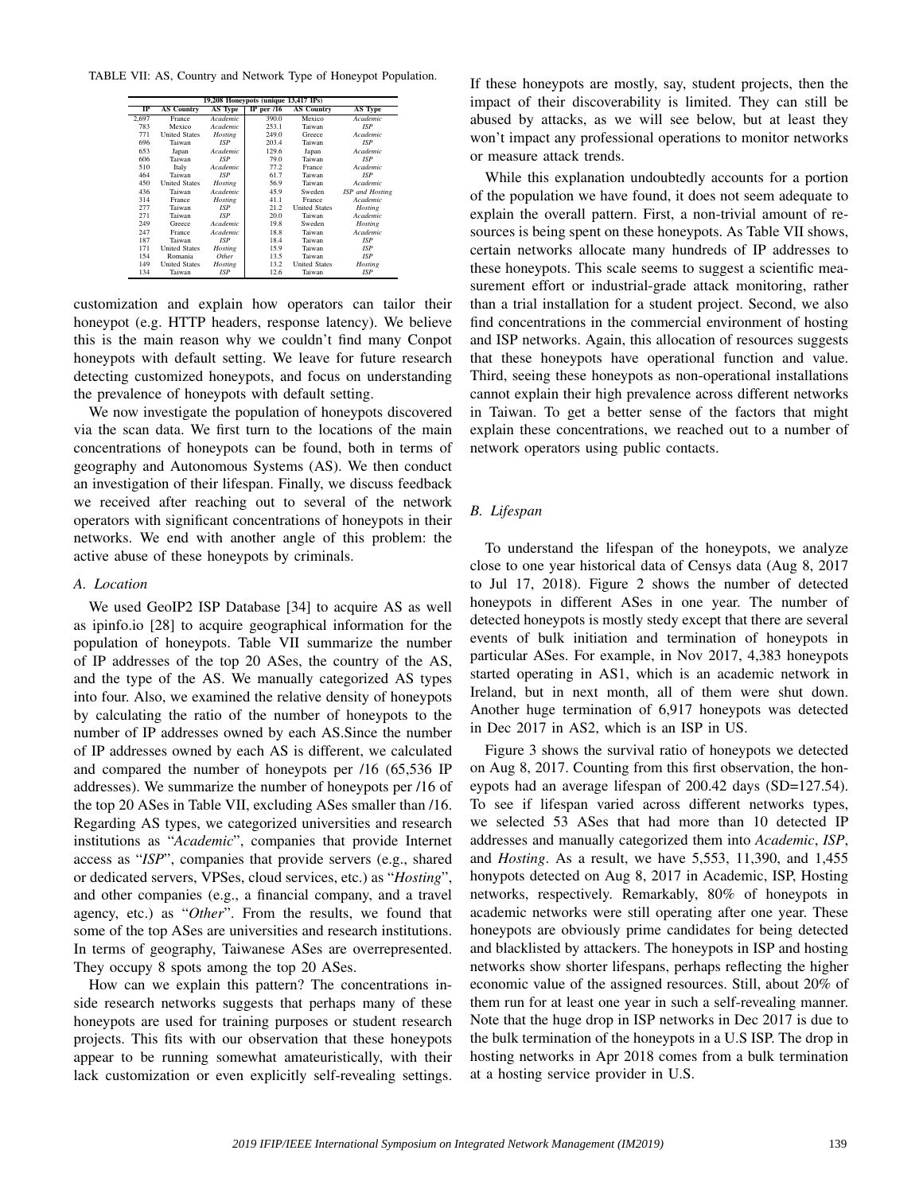TABLE VII: AS, Country and Network Type of Honeypot Population.

| 19,208 Honeypots (unique 13,417 IPs) | | | | | |
|---|---|---|---|---|---|
| IP | AS Country | AS Type | IP per /16 | AS Country | AS Type |
| 2,697 | France | *Academic* | 390.0 | Mexico | *Academic* |
| 783 | Mexico | *Academic* | 253.1 | Taiwan | *ISP* |
| 771 | United States | *Hosting* | 249.0 | Greece | *Academic* |
| 696 | Taiwan | *ISP* | 203.4 | Taiwan | *ISP* |
| 653 | Japan | *Academic* | 129.6 | Japan | *Academic* |
| 606 | Taiwan | *ISP* | 79.0 | Taiwan | *ISP* |
| 510 | Italy | *Academic* | 77.2 | France | *Academic* |
| 464 | Taiwan | *ISP* | 61.7 | Taiwan | *ISP* |
| 450 | United States | *Hosting* | 56.9 | Taiwan | *Academic* |
| 436 | Taiwan | *Academic* | 45.9 | Sweden | *ISP and Hosting* |
| 314 | France | *Hosting* | 41.1 | France | *Academic* |
| 277 | Taiwan | *ISP* | 21.2 | United States | *Hosting* |
| 271 | Taiwan | *ISP* | 20.0 | Taiwan | *Academic* |
| 249 | Greece | *Academic* | 19.8 | Sweden | *Hosting* |
| 247 | France | *Academic* | 18.8 | Taiwan | *Academic* |
| 187 | Taiwan | *ISP* | 18.4 | Taiwan | *ISP* |
| 171 | United States | *Hosting* | 15.9 | Taiwan | *ISP* |
| 154 | Romania | *Other* | 13.5 | Taiwan | *ISP* |
| 149 | United States | *Hosting* | 13.2 | United States | *Hosting* |
| 134 | Taiwan | *ISP* | 12.6 | Taiwan | *ISP* |

customization and explain how operators can tailor their honeypot (e.g. HTTP headers, response latency). We believe this is the main reason why we couldn't find many Conpot honeypots with default setting. We leave for future research detecting customized honeypots, and focus on understanding the prevalence of honeypots with default setting.

We now investigate the population of honeypots discovered via the scan data. We first turn to the locations of the main concentrations of honeypots can be found, both in terms of geography and Autonomous Systems (AS). We then conduct an investigation of their lifespan. Finally, we discuss feedback we received after reaching out to several of the network operators with significant concentrations of honeypots in their networks. We end with another angle of this problem: the active abuse of these honeypots by criminals.

### A. Location

We used GeoIP2 ISP Database [34] to acquire AS as well as ipinfo.io [28] to acquire geographical information for the population of honeypots. Table VII summarize the number of IP addresses of the top 20 ASes, the country of the AS, and the type of the AS. We manually categorized AS types into four. Also, we examined the relative density of honeypots by calculating the ratio of the number of honeypots to the number of IP addresses owned by each AS.Since the number of IP addresses owned by each AS is different, we calculated and compared the number of honeypots per /16 (65,536 IP addresses). We summarize the number of honeypots per /16 of the top 20 ASes in Table VII, excluding ASes smaller than /16. Regarding AS types, we categorized universities and research institutions as "*Academic*", companies that provide Internet access as "*ISP*", companies that provide servers (e.g., shared or dedicated servers, VPSes, cloud services, etc.) as "*Hosting*", and other companies (e.g., a financial company, and a travel agency, etc.) as "*Other*". From the results, we found that some of the top ASes are universities and research institutions. In terms of geography, Taiwanese ASes are overrepresented. They occupy 8 spots among the top 20 ASes.

How can we explain this pattern? The concentrations inside research networks suggests that perhaps many of these honeypots are used for training purposes or student research projects. This fits with our observation that these honeypots appear to be running somewhat amateuristically, with their lack customization or even explicitly self-revealing settings. If these honeypots are mostly, say, student projects, then the impact of their discoverability is limited. They can still be abused by attacks, as we will see below, but at least they won't impact any professional operations to monitor networks or measure attack trends.

While this explanation undoubtedly accounts for a portion of the population we have found, it does not seem adequate to explain the overall pattern. First, a non-trivial amount of resources is being spent on these honeypots. As Table VII shows, certain networks allocate many hundreds of IP addresses to these honeypots. This scale seems to suggest a scientific measurement effort or industrial-grade attack monitoring, rather than a trial installation for a student project. Second, we also find concentrations in the commercial environment of hosting and ISP networks. Again, this allocation of resources suggests that these honeypots have operational function and value. Third, seeing these honeypots as non-operational installations cannot explain their high prevalence across different networks in Taiwan. To get a better sense of the factors that might explain these concentrations, we reached out to a number of network operators using public contacts.

### B. Lifespan

To understand the lifespan of the honeypots, we analyze close to one year historical data of Censys data (Aug 8, 2017 to Jul 17, 2018). Figure 2 shows the number of detected honeypots in different ASes in one year. The number of detected honeypots is mostly stedy except that there are several events of bulk initiation and termination of honeypots in particular ASes. For example, in Nov 2017, 4,383 honeypots started operating in AS1, which is an academic network in Ireland, but in next month, all of them were shut down. Another huge termination of 6,917 honeypots was detected in Dec 2017 in AS2, which is an ISP in US.

Figure 3 shows the survival ratio of honeypots we detected on Aug 8, 2017. Counting from this first observation, the honeypots had an average lifespan of 200.42 days (SD=127.54). To see if lifespan varied across different networks types, we selected 53 ASes that had more than 10 detected IP addresses and manually categorized them into *Academic*, *ISP*, and *Hosting*. As a result, we have 5,553, 11,390, and 1,455 honypots detected on Aug 8, 2017 in Academic, ISP, Hosting networks, respectively. Remarkably, 80% of honeypots in academic networks were still operating after one year. These honeypots are obviously prime candidates for being detected and blacklisted by attackers. The honeypots in ISP and hosting networks show shorter lifespans, perhaps reflecting the higher economic value of the assigned resources. Still, about 20% of them run for at least one year in such a self-revealing manner. Note that the huge drop in ISP networks in Dec 2017 is due to the bulk termination of the honeypots in a U.S ISP. The drop in hosting networks in Apr 2018 comes from a bulk termination at a hosting service provider in U.S.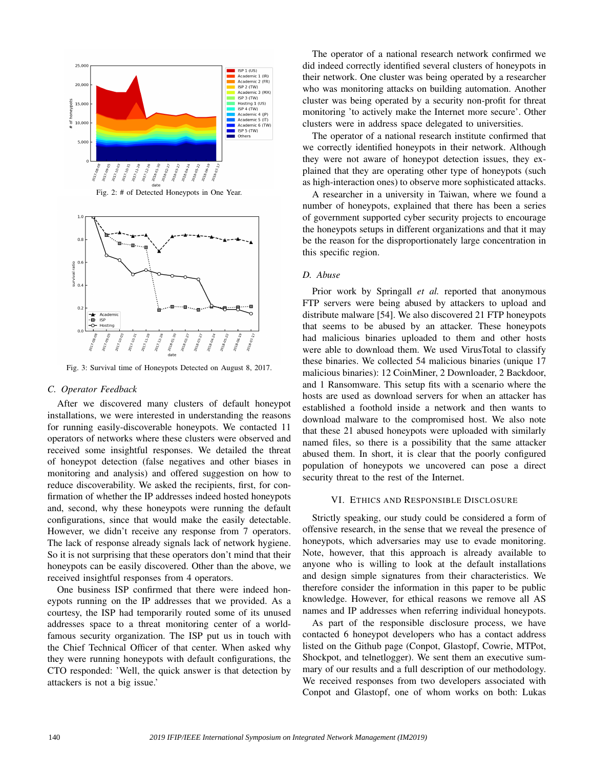Fig. 2: # of Detected Honeypots in One Year.

Fig. 3: Survival time of Honeypots Detected on August 8, 2017.

### C. Operator Feedback

After we discovered many clusters of default honeypot installations, we were interested in understanding the reasons for running easily-discoverable honeypots. We contacted 11 operators of networks where these clusters were observed and received some insightful responses. We detailed the threat of honeypot detection (false negatives and other biases in monitoring and analysis) and offered suggestion on how to reduce discoverability. We asked the recipients, first, for confirmation of whether the IP addresses indeed hosted honeypots and, second, why these honeypots were running the default configurations, since that would make the easily detectable. However, we didn't receive any response from 7 operators. The lack of response already signals lack of network hygiene. So it is not surprising that these operators don't mind that their honeypots can be easily discovered. Other than the above, we received insightful responses from 4 operators.

One business ISP confirmed that there were indeed honeypots running on the IP addresses that we provided. As a courtesy, the ISP had temporarily routed some of its unused addresses space to a threat monitoring center of a world-famous security organization. The ISP put us in touch with the Chief Technical Officer of that center. When asked why they were running honeypots with default configurations, the CTO responded: 'Well, the quick answer is that detection by attackers is not a big issue.'

The operator of a national research network confirmed we did indeed correctly identified several clusters of honeypots in their network. One cluster was being operated by a researcher who was monitoring attacks on building automation. Another cluster was being operated by a security non-profit for threat monitoring 'to actively make the Internet more secure'. Other clusters were in address space delegated to universities.

The operator of a national research institute confirmed that we correctly identified honeypots in their network. Although they were not aware of honeypot detection issues, they explained that they are operating other type of honeypots (such as high-interaction ones) to observe more sophisticated attacks.

A researcher in a university in Taiwan, where we found a number of honeypots, explained that there has been a series of government supported cyber security projects to encourage the honeypots setups in different organizations and that it may be the reason for the disproportionately large concentration in this specific region.

### D. Abuse

Prior work by Springall *et al.* reported that anonymous FTP servers were being abused by attackers to upload and distribute malware [54]. We also discovered 21 FTP honeypots that seems to be abused by an attacker. These honeypots had malicious binaries uploaded to them and other hosts were able to download them. We used VirusTotal to classify these binaries. We collected 54 malicious binaries (unique 17 malicious binaries): 12 CoinMiner, 2 Downloader, 2 Backdoor, and 1 Ransomware. This setup fits with a scenario where the hosts are used as download servers for when an attacker has established a foothold inside a network and then wants to download malware to the compromised host. We also note that these 21 abused honeypots were uploaded with similarly named files, so there is a possibility that the same attacker abused them. In short, it is clear that the poorly configured population of honeypots we uncovered can pose a direct security threat to the rest of the Internet.

## VI. Ethics and Responsible Disclosure

Strictly speaking, our study could be considered a form of offensive research, in the sense that we reveal the presence of honeypots, which adversaries may use to evade monitoring. Note, however, that this approach is already available to anyone who is willing to look at the default installations and design simple signatures from their characteristics. We therefore consider the information in this paper to be public knowledge. However, for ethical reasons we remove all AS names and IP addresses when referring individual honeypots.

As part of the responsible disclosure process, we have contacted 6 honeypot developers who has a contact address listed on the Github page (Conpot, Glastopf, Cowrie, MTPot, Shockpot, and telnetlogger). We sent them an executive summary of our results and a full description of our methodology. We received responses from two developers associated with Conpot and Glastopf, one of whom works on both: Lukas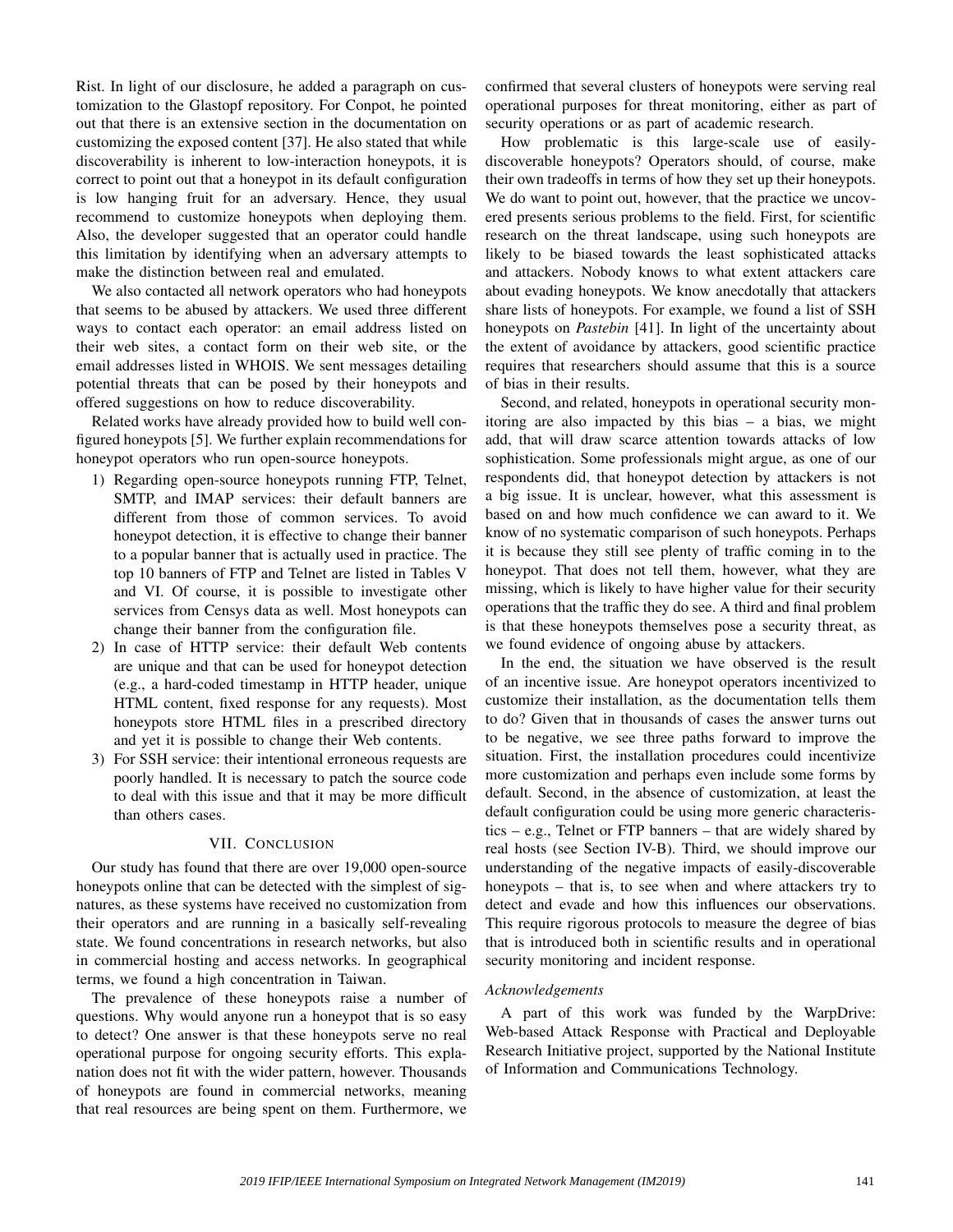Rist. In light of our disclosure, he added a paragraph on customization to the Glastopf repository. For Conpot, he pointed out that there is an extensive section in the documentation on customizing the exposed content [37]. He also stated that while discoverability is inherent to low-interaction honeypots, it is correct to point out that a honeypot in its default configuration is low hanging fruit for an adversary. Hence, they usual recommend to customize honeypots when deploying them. Also, the developer suggested that an operator could handle this limitation by identifying when an adversary attempts to make the distinction between real and emulated.

We also contacted all network operators who had honeypots that seems to be abused by attackers. We used three different ways to contact each operator: an email address listed on their web sites, a contact form on their web site, or the email addresses listed in WHOIS. We sent messages detailing potential threats that can be posed by their honeypots and offered suggestions on how to reduce discoverability.

Related works have already provided how to build well configured honeypots [5]. We further explain recommendations for honeypot operators who run open-source honeypots.

1) Regarding open-source honeypots running FTP, Telnet, SMTP, and IMAP services: their default banners are different from those of common services. To avoid honeypot detection, it is effective to change their banner to a popular banner that is actually used in practice. The top 10 banners of FTP and Telnet are listed in Tables V and VI. Of course, it is possible to investigate other services from Censys data as well. Most honeypots can change their banner from the configuration file.
2) In case of HTTP service: their default Web contents are unique and that can be used for honeypot detection (e.g., a hard-coded timestamp in HTTP header, unique HTML content, fixed response for any requests). Most honeypots store HTML files in a prescribed directory and yet it is possible to change their Web contents.
3) For SSH service: their intentional erroneous requests are poorly handled. It is necessary to patch the source code to deal with this issue and that it may be more difficult than others cases.

## VII. Conclusion

Our study has found that there are over 19,000 open-source honeypots online that can be detected with the simplest of signatures, as these systems have received no customization from their operators and are running in a basically self-revealing state. We found concentrations in research networks, but also in commercial hosting and access networks. In geographical terms, we found a high concentration in Taiwan.

The prevalence of these honeypots raise a number of questions. Why would anyone run a honeypot that is so easy to detect? One answer is that these honeypots serve no real operational purpose for ongoing security efforts. This explanation does not fit with the wider pattern, however. Thousands of honeypots are found in commercial networks, meaning that real resources are being spent on them. Furthermore, we confirmed that several clusters of honeypots were serving real operational purposes for threat monitoring, either as part of security operations or as part of academic research.

How problematic is this large-scale use of easily-discoverable honeypots? Operators should, of course, make their own tradeoffs in terms of how they set up their honeypots. We do want to point out, however, that the practice we uncovered presents serious problems to the field. First, for scientific research on the threat landscape, using such honeypots are likely to be biased towards the least sophisticated attacks and attackers. Nobody knows to what extent attackers care about evading honeypots. We know anecdotally that attackers share lists of honeypots. For example, we found a list of SSH honeypots on *Pastebin* [41]. In light of the uncertainty about the extent of avoidance by attackers, good scientific practice requires that researchers should assume that this is a source of bias in their results.

Second, and related, honeypots in operational security monitoring are also impacted by this bias – a bias, we might add, that will draw scarce attention towards attacks of low sophistication. Some professionals might argue, as one of our respondents did, that honeypot detection by attackers is not a big issue. It is unclear, however, what this assessment is based on and how much confidence we can award to it. We know of no systematic comparison of such honeypots. Perhaps it is because they still see plenty of traffic coming in to the honeypot. That does not tell them, however, what they are missing, which is likely to have higher value for their security operations that the traffic they do see. A third and final problem is that these honeypots themselves pose a security threat, as we found evidence of ongoing abuse by attackers.

In the end, the situation we have observed is the result of an incentive issue. Are honeypot operators incentivized to customize their installation, as the documentation tells them to do? Given that in thousands of cases the answer turns out to be negative, we see three paths forward to improve the situation. First, the installation procedures could incentivize more customization and perhaps even include some forms by default. Second, in the absence of customization, at least the default configuration could be using more generic characteristics – e.g., Telnet or FTP banners – that are widely shared by real hosts (see Section IV-B). Third, we should improve our understanding of the negative impacts of easily-discoverable honeypots – that is, to see when and where attackers try to detect and evade and how this influences our observations. This require rigorous protocols to measure the degree of bias that is introduced both in scientific results and in operational security monitoring and incident response.

### *Acknowledgements*

A part of this work was funded by the WarpDrive: Web-based Attack Response with Practical and Deployable Research Initiative project, supported by the National Institute of Information and Communications Technology.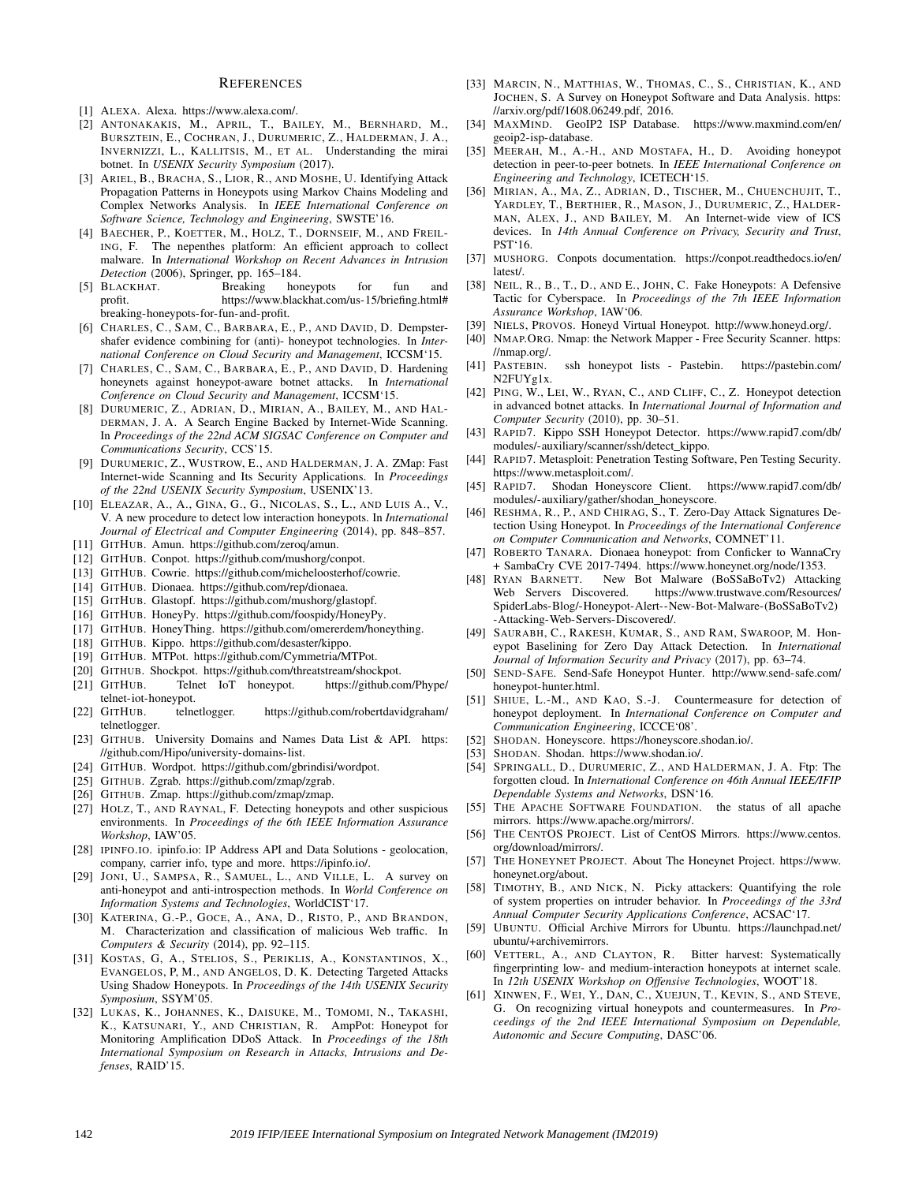## REFERENCES

[1] ALEXA. Alexa. https://www.alexa.com/.

[2] ANTONAKAKIS, M., APRIL, T., BAILEY, M., BERNHARD, M., BURSZTEIN, E., COCHRAN, J., DURUMERIC, Z., HALDERMAN, J. A., INVERNIZZI, L., KALLITSIS, M., ET AL. Understanding the mirai botnet. In *USENIX Security Symposium* (2017).

[3] ARIEL, B., BRACHA, S., LIOR, R., AND MOSHE, U. Identifying Attack Propagation Patterns in Honeypots using Markov Chains Modeling and Complex Networks Analysis. In *IEEE International Conference on Software Science, Technology and Engineering*, SWSTE'16.

[4] BAECHER, P., KOETTER, M., HOLZ, T., DORNSEIF, M., AND FREILING, F. The nepenthes platform: An efficient approach to collect malware. In *International Workshop on Recent Advances in Intrusion Detection* (2006), Springer, pp. 165–184.

[5] BLACKHAT. Breaking honeypots for fun and profit. https://www.blackhat.com/us-15/briefing.html#breaking-honeypots-for-fun-and-profit.

[6] CHARLES, C., SAM, C., BARBARA, E., P., AND DAVID, D. Dempster-shafer evidence combining for (anti)- honeypot technologies. In *International Conference on Cloud Security and Management*, ICCSM'15.

[7] CHARLES, C., SAM, C., BARBARA, E., P., AND DAVID, D. Hardening honeynets against honeypot-aware botnet attacks. In *International Conference on Cloud Security and Management*, ICCSM'15.

[8] DURUMERIC, Z., ADRIAN, D., MIRIAN, A., BAILEY, M., AND HALDERMAN, J. A. A Search Engine Backed by Internet-Wide Scanning. In *Proceedings of the 22nd ACM SIGSAC Conference on Computer and Communications Security*, CCS'15.

[9] DURUMERIC, Z., WUSTROW, E., AND HALDERMAN, J. A. ZMap: Fast Internet-wide Scanning and Its Security Applications. In *Proceedings of the 22nd USENIX Security Symposium*, USENIX'13.

[10] ELEAZAR, A., A., GINA, G., G., NICOLAS, S., L., AND LUIS A., V., V. A new procedure to detect low interaction honeypots. In *International Journal of Electrical and Computer Engineering* (2014), pp. 848–857.

[11] GITHUB. Amun. https://github.com/zeroq/amun.

[12] GITHUB. Conpot. https://github.com/mushorg/conpot.

[13] GITHUB. Cowrie. https://github.com/micheloosterhof/cowrie.

[14] GITHUB. Dionaea. https://github.com/rep/dionaea.

[15] GITHUB. Glastopf. https://github.com/mushorg/glastopf.

[16] GITHUB. HoneyPy. https://github.com/foospidy/HoneyPy.

[17] GITHUB. HoneyThing. https://github.com/omererdem/honeything.

[18] GITHUB. Kippo. https://github.com/desaster/kippo.

[19] GITHUB. MTPot. https://github.com/Cymmetria/MTPot.

[20] GITHUB. Shockpot. https://github.com/threatstream/shockpot.

[21] GITHUB. Telnet IoT honeypot. https://github.com/Phype/telnet-iot-honeypot.

[22] GITHUB. telnetlogger. https://github.com/robertdavidgraham/telnetlogger.

[23] GITHUB. University Domains and Names Data List & API. https://github.com/Hipo/university-domains-list.

[24] GITHUB. Wordpot. https://github.com/gbrindisi/wordpot.

[25] GITHUB. Zgrab. https://github.com/zmap/zgrab.

[26] GITHUB. Zmap. https://github.com/zmap/zmap.

[27] HOLZ, T., AND RAYNAL, F. Detecting honeypots and other suspicious environments. In *Proceedings of the 6th IEEE Information Assurance Workshop*, IAW'05.

[28] IPINFO.IO. ipinfo.io: IP Address API and Data Solutions - geolocation, company, carrier info, type and more. https://ipinfo.io/.

[29] JONI, U., SAMPSA, R., SAMUEL, L., AND VILLE, L. A survey on anti-honeypot and anti-introspection methods. In *World Conference on Information Systems and Technologies*, WorldCIST'17.

[30] KATERINA, G.-P., GOCE, A., ANA, D., RISTO, P., AND BRANDON, M. Characterization and classification of malicious Web traffic. In *Computers & Security* (2014), pp. 92–115.

[31] KOSTAS, G, A., STELIOS, S., PERIKLIS, A., KONSTANTINOS, X., EVANGELOS, P, M., AND ANGELOS, D. K. Detecting Targeted Attacks Using Shadow Honeypots. In *Proceedings of the 14th USENIX Security Symposium*, SSYM'05.

[32] LUKAS, K., JOHANNES, K., DAISUKE, M., TOMOMI, N., TAKASHI, K., KATSUNARI, Y., AND CHRISTIAN, R. AmpPot: Honeypot for Monitoring Amplification DDoS Attack. In *Proceedings of the 18th International Symposium on Research in Attacks, Intrusions and Defenses*, RAID'15.

[33] MARCIN, N., MATTHIAS, W., THOMAS, C., S., CHRISTIAN, K., AND JOCHEN, S. A Survey on Honeypot Software and Data Analysis. https://arxiv.org/pdf/1608.06249.pdf, 2016.

[34] MAXMIND. GeoIP2 ISP Database. https://www.maxmind.com/en/geoip2-isp-database.

[35] MEERAH, M., A.-H., AND MOSTAFA, H., D. Avoiding honeypot detection in peer-to-peer botnets. In *IEEE International Conference on Engineering and Technology*, ICETECH'15.

[36] MIRIAN, A., MA, Z., ADRIAN, D., TISCHER, M., CHUENCHUJIT, T., YARDLEY, T., BERTHIER, R., MASON, J., DURUMERIC, Z., HALDERMAN, ALEX, J., AND BAILEY, M. An Internet-wide view of ICS devices. In *14th Annual Conference on Privacy, Security and Trust*, PST'16.

[37] MUSHORG. Conpots documentation. https://conpot.readthedocs.io/en/latest/.

[38] NEIL, R., B., T., D., AND E., JOHN, C. Fake Honeypots: A Defensive Tactic for Cyberspace. In *Proceedings of the 7th IEEE Information Assurance Workshop*, IAW'06.

[39] NIELS, PROVOS. Honeyd Virtual Honeypot. http://www.honeyd.org/.

[40] NMAP.ORG. Nmap: the Network Mapper - Free Security Scanner. https://nmap.org/.

[41] PASTEBIN. ssh honeypot lists - Pastebin. https://pastebin.com/N2FUYg1x.

[42] PING, W., LEI, W., RYAN, C., AND CLIFF, C., Z. Honeypot detection in advanced botnet attacks. In *International Journal of Information and Computer Security* (2010), pp. 30–51.

[43] RAPID7. Kippo SSH Honeypot Detector. https://www.rapid7.com/db/modules/-auxiliary/scanner/ssh/detect_kippo.

[44] RAPID7. Metasploit: Penetration Testing Software, Pen Testing Security. https://www.metasploit.com/.

[45] RAPID7. Shodan Honeyscore Client. https://www.rapid7.com/db/modules/-auxiliary/gather/shodan_honeyscore.

[46] RESHMA, R., P., AND CHIRAG, S., T. Zero-Day Attack Signatures Detection Using Honeypot. In *Proceedings of the International Conference on Computer Communication and Networks*, COMNET'11.

[47] ROBERTO TANARA. Dionaea honeypot: from Conficker to WannaCry + SambaCry CVE 2017-7494. https://www.honeynet.org/node/1353.

[48] RYAN BARNETT. New Bot Malware (BoSSaBoTv2) Attacking Web Servers Discovered. https://www.trustwave.com/Resources/SpiderLabs-Blog/-Honeypot-Alert--New-Bot-Malware-(BoSSaBoTv2)-Attacking-Web-Servers-Discovered/.

[49] SAURABH, C., RAKESH, KUMAR, S., AND RAM, SWAROOP, M. Honeypot Baselining for Zero Day Attack Detection. In *International Journal of Information Security and Privacy* (2017), pp. 63–74.

[50] SEND-SAFE. Send-Safe Honeypot Hunter. http://www.send-safe.com/honeypot-hunter.html.

[51] SHIUE, L.-M., AND KAO, S.-J. Countermeasure for detection of honeypot deployment. In *International Conference on Computer and Communication Engineering*, ICCCE'08'.

[52] SHODAN. Honeyscore. https://honeyscore.shodan.io/.

[53] SHODAN. Shodan. https://www.shodan.io/.

[54] SPRINGALL, D., DURUMERIC, Z., AND HALDERMAN, J. A. Ftp: The forgotten cloud. In *International Conference on 46th Annual IEEE/IFIP Dependable Systems and Networks*, DSN'16.

[55] THE APACHE SOFTWARE FOUNDATION. the status of all apache mirrors. https://www.apache.org/mirrors/.

[56] THE CENTOS PROJECT. List of CentOS Mirrors. https://www.centos.org/download/mirrors/.

[57] THE HONEYNET PROJECT. About The Honeynet Project. https://www.honeynet.org/about.

[58] TIMOTHY, B., AND NICK, N. Picky attackers: Quantifying the role of system properties on intruder behavior. In *Proceedings of the 33rd Annual Computer Security Applications Conference*, ACSAC'17.

[59] UBUNTU. Official Archive Mirrors for Ubuntu. https://launchpad.net/ubuntu/+archivemirrors.

[60] VETTERL, A., AND CLAYTON, R. Bitter harvest: Systematically fingerprinting low- and medium-interaction honeypots at internet scale. In *12th USENIX Workshop on Offensive Technologies*, WOOT'18.

[61] XINWEN, F., WEI, Y., DAN, C., XUEJUN, T., KEVIN, S., AND STEVE, G. On recognizing virtual honeypots and countermeasures. In *Proceedings of the 2nd IEEE International Symposium on Dependable, Autonomic and Secure Computing*, DASC'06.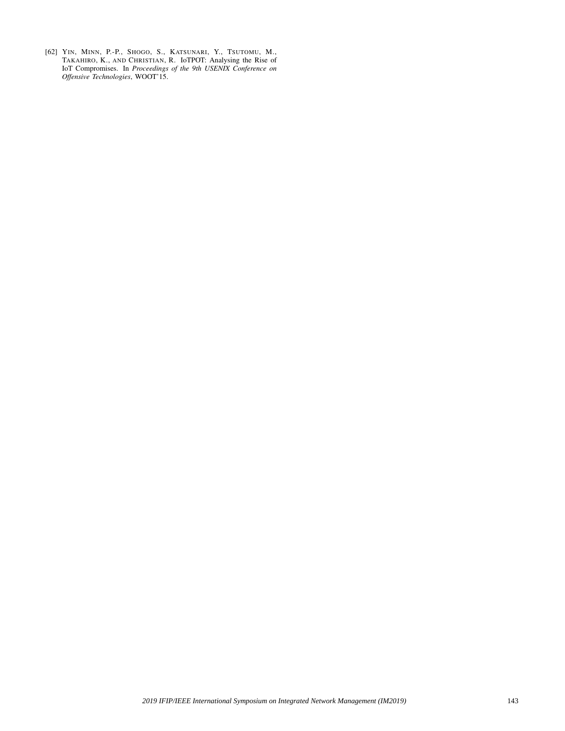[62] Yin, Minn, P.-P., Shogo, S., Katsunari, Y., Tsutomu, M., Takahiro, K., and Christian, R. IoTPOT: Analysing the Rise of IoT Compromises. In *Proceedings of the 9th USENIX Conference on Offensive Technologies*, WOOT'15.